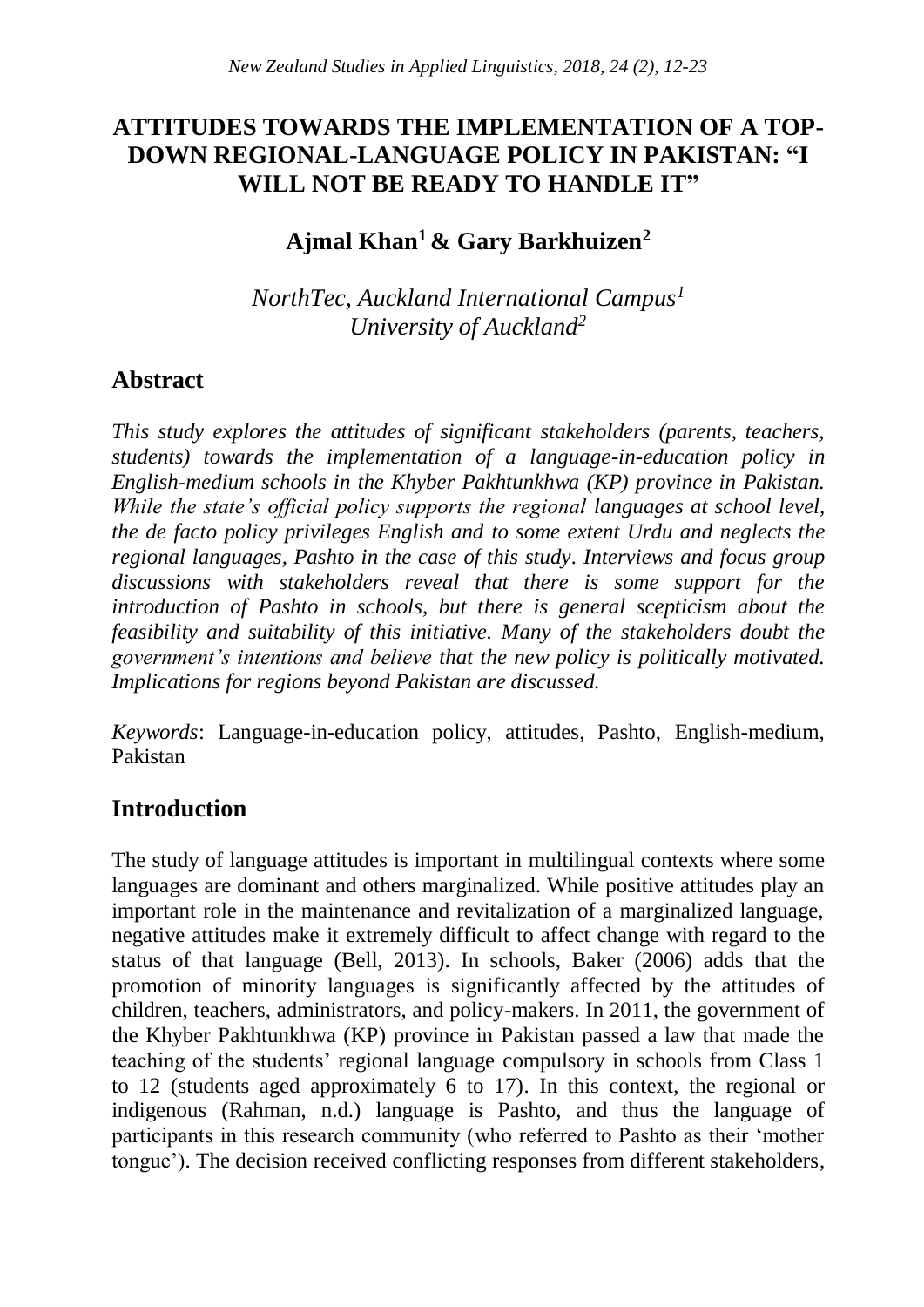# ATTITUDES TOWARDS THE IMPLEMENTATION OF A TOP-DOWN REGIONAL-LANGUAGE POLICY IN PAKISTAN: "I WILL NOT BE READY TO HANDLE IT"

**Ajmal Khan[1] & Gary Barkhuizen[2]**

*NorthTec, Auckland International Campus[1]*
*University of Auckland[2]*

## Abstract

*This study explores the attitudes of significant stakeholders (parents, teachers, students) towards the implementation of a language-in-education policy in English-medium schools in the Khyber Pakhtunkhwa (KP) province in Pakistan. While the state's official policy supports the regional languages at school level, the de facto policy privileges English and to some extent Urdu and neglects the regional languages, Pashto in the case of this study. Interviews and focus group discussions with stakeholders reveal that there is some support for the introduction of Pashto in schools, but there is general scepticism about the feasibility and suitability of this initiative. Many of the stakeholders doubt the government's intentions and believe that the new policy is politically motivated. Implications for regions beyond Pakistan are discussed.*

*Keywords*: Language-in-education policy, attitudes, Pashto, English-medium, Pakistan

## Introduction

The study of language attitudes is important in multilingual contexts where some languages are dominant and others marginalized. While positive attitudes play an important role in the maintenance and revitalization of a marginalized language, negative attitudes make it extremely difficult to affect change with regard to the status of that language (Bell, 2013). In schools, Baker (2006) adds that the promotion of minority languages is significantly affected by the attitudes of children, teachers, administrators, and policy-makers. In 2011, the government of the Khyber Pakhtunkhwa (KP) province in Pakistan passed a law that made the teaching of the students' regional language compulsory in schools from Class 1 to 12 (students aged approximately 6 to 17). In this context, the regional or indigenous (Rahman, n.d.) language is Pashto, and thus the language of participants in this research community (who referred to Pashto as their 'mother tongue'). The decision received conflicting responses from different stakeholders,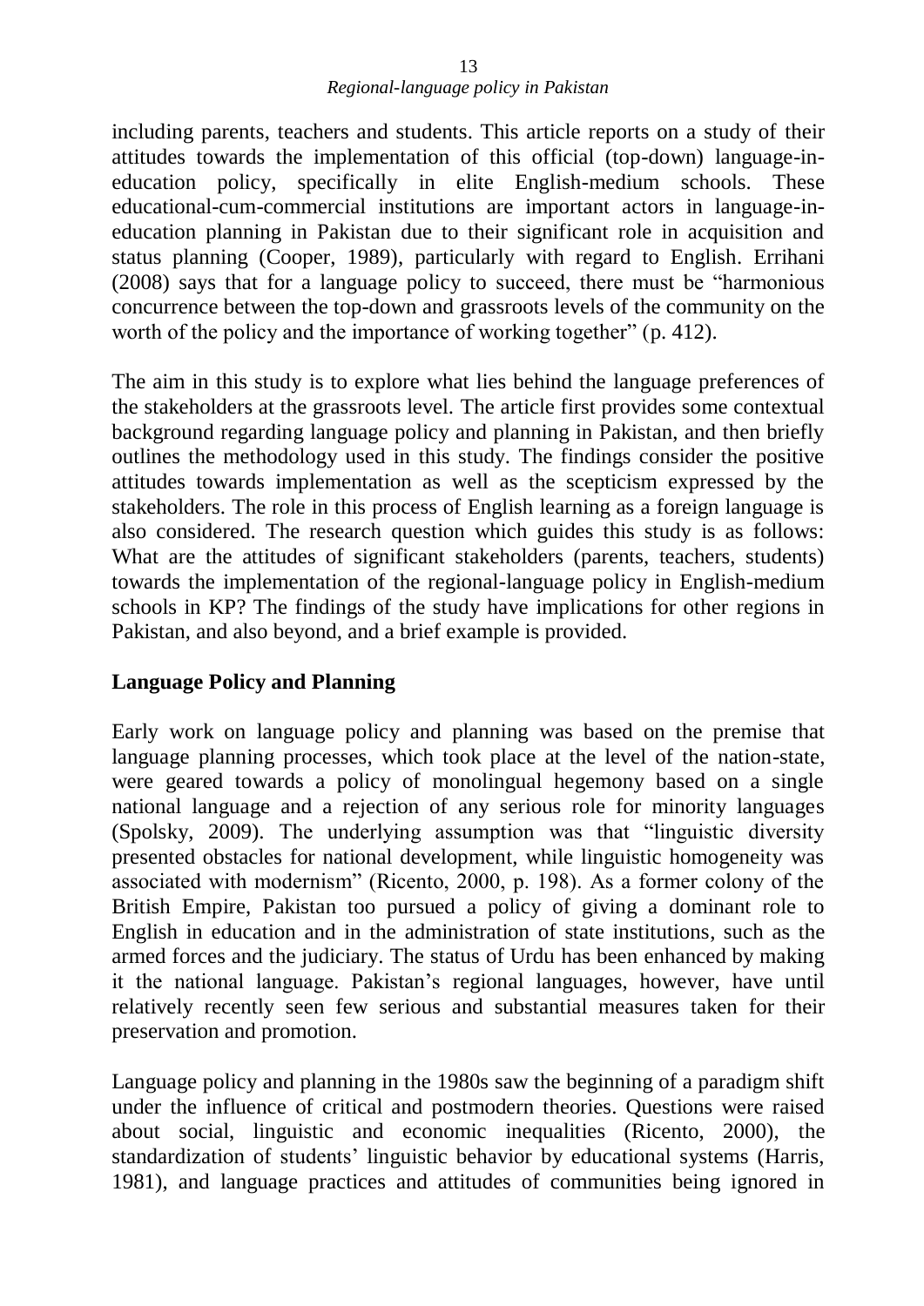including parents, teachers and students. This article reports on a study of their attitudes towards the implementation of this official (top-down) language-in-education policy, specifically in elite English-medium schools. These educational-cum-commercial institutions are important actors in language-in-education planning in Pakistan due to their significant role in acquisition and status planning (Cooper, 1989), particularly with regard to English. Errihani (2008) says that for a language policy to succeed, there must be "harmonious concurrence between the top-down and grassroots levels of the community on the worth of the policy and the importance of working together" (p. 412).

The aim in this study is to explore what lies behind the language preferences of the stakeholders at the grassroots level. The article first provides some contextual background regarding language policy and planning in Pakistan, and then briefly outlines the methodology used in this study. The findings consider the positive attitudes towards implementation as well as the scepticism expressed by the stakeholders. The role in this process of English learning as a foreign language is also considered. The research question which guides this study is as follows: What are the attitudes of significant stakeholders (parents, teachers, students) towards the implementation of the regional-language policy in English-medium schools in KP? The findings of the study have implications for other regions in Pakistan, and also beyond, and a brief example is provided.

## Language Policy and Planning

Early work on language policy and planning was based on the premise that language planning processes, which took place at the level of the nation-state, were geared towards a policy of monolingual hegemony based on a single national language and a rejection of any serious role for minority languages (Spolsky, 2009). The underlying assumption was that "linguistic diversity presented obstacles for national development, while linguistic homogeneity was associated with modernism" (Ricento, 2000, p. 198). As a former colony of the British Empire, Pakistan too pursued a policy of giving a dominant role to English in education and in the administration of state institutions, such as the armed forces and the judiciary. The status of Urdu has been enhanced by making it the national language. Pakistan's regional languages, however, have until relatively recently seen few serious and substantial measures taken for their preservation and promotion.

Language policy and planning in the 1980s saw the beginning of a paradigm shift under the influence of critical and postmodern theories. Questions were raised about social, linguistic and economic inequalities (Ricento, 2000), the standardization of students' linguistic behavior by educational systems (Harris, 1981), and language practices and attitudes of communities being ignored in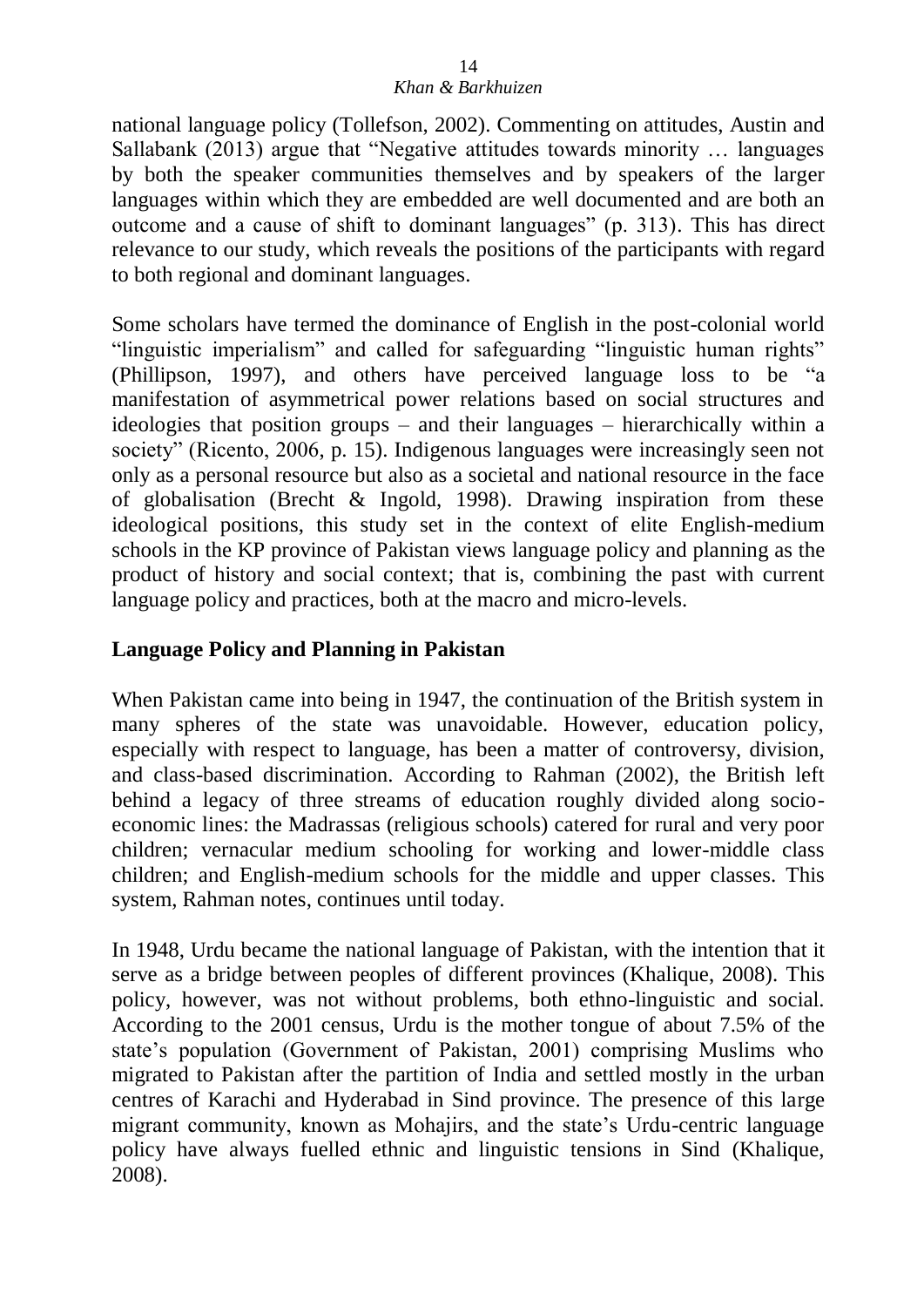national language policy (Tollefson, 2002). Commenting on attitudes, Austin and Sallabank (2013) argue that "Negative attitudes towards minority … languages by both the speaker communities themselves and by speakers of the larger languages within which they are embedded are well documented and are both an outcome and a cause of shift to dominant languages" (p. 313). This has direct relevance to our study, which reveals the positions of the participants with regard to both regional and dominant languages.

Some scholars have termed the dominance of English in the post-colonial world "linguistic imperialism" and called for safeguarding "linguistic human rights" (Phillipson, 1997), and others have perceived language loss to be "a manifestation of asymmetrical power relations based on social structures and ideologies that position groups – and their languages – hierarchically within a society" (Ricento, 2006, p. 15). Indigenous languages were increasingly seen not only as a personal resource but also as a societal and national resource in the face of globalisation (Brecht & Ingold, 1998). Drawing inspiration from these ideological positions, this study set in the context of elite English-medium schools in the KP province of Pakistan views language policy and planning as the product of history and social context; that is, combining the past with current language policy and practices, both at the macro and micro-levels.

## Language Policy and Planning in Pakistan

When Pakistan came into being in 1947, the continuation of the British system in many spheres of the state was unavoidable. However, education policy, especially with respect to language, has been a matter of controversy, division, and class-based discrimination. According to Rahman (2002), the British left behind a legacy of three streams of education roughly divided along socio-economic lines: the Madrassas (religious schools) catered for rural and very poor children; vernacular medium schooling for working and lower-middle class children; and English-medium schools for the middle and upper classes. This system, Rahman notes, continues until today.

In 1948, Urdu became the national language of Pakistan, with the intention that it serve as a bridge between peoples of different provinces (Khalique, 2008). This policy, however, was not without problems, both ethno-linguistic and social. According to the 2001 census, Urdu is the mother tongue of about 7.5% of the state's population (Government of Pakistan, 2001) comprising Muslims who migrated to Pakistan after the partition of India and settled mostly in the urban centres of Karachi and Hyderabad in Sind province. The presence of this large migrant community, known as Mohajirs, and the state's Urdu-centric language policy have always fuelled ethnic and linguistic tensions in Sind (Khalique, 2008).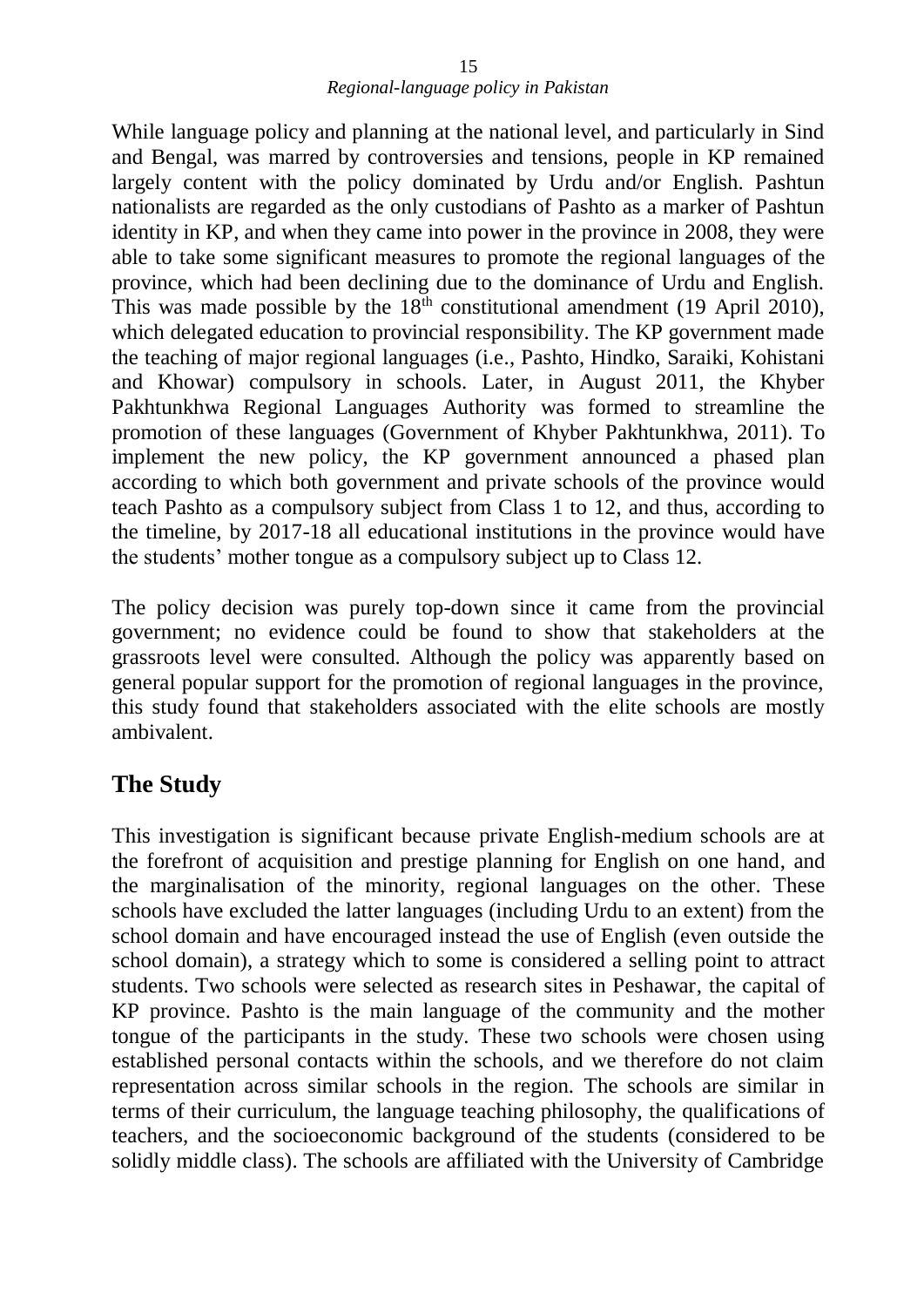While language policy and planning at the national level, and particularly in Sind and Bengal, was marred by controversies and tensions, people in KP remained largely content with the policy dominated by Urdu and/or English. Pashtun nationalists are regarded as the only custodians of Pashto as a marker of Pashtun identity in KP, and when they came into power in the province in 2008, they were able to take some significant measures to promote the regional languages of the province, which had been declining due to the dominance of Urdu and English. This was made possible by the 18th constitutional amendment (19 April 2010), which delegated education to provincial responsibility. The KP government made the teaching of major regional languages (i.e., Pashto, Hindko, Saraiki, Kohistani and Khowar) compulsory in schools. Later, in August 2011, the Khyber Pakhtunkhwa Regional Languages Authority was formed to streamline the promotion of these languages (Government of Khyber Pakhtunkhwa, 2011). To implement the new policy, the KP government announced a phased plan according to which both government and private schools of the province would teach Pashto as a compulsory subject from Class 1 to 12, and thus, according to the timeline, by 2017-18 all educational institutions in the province would have the students' mother tongue as a compulsory subject up to Class 12.

The policy decision was purely top-down since it came from the provincial government; no evidence could be found to show that stakeholders at the grassroots level were consulted. Although the policy was apparently based on general popular support for the promotion of regional languages in the province, this study found that stakeholders associated with the elite schools are mostly ambivalent.

## The Study

This investigation is significant because private English-medium schools are at the forefront of acquisition and prestige planning for English on one hand, and the marginalisation of the minority, regional languages on the other. These schools have excluded the latter languages (including Urdu to an extent) from the school domain and have encouraged instead the use of English (even outside the school domain), a strategy which to some is considered a selling point to attract students. Two schools were selected as research sites in Peshawar, the capital of KP province. Pashto is the main language of the community and the mother tongue of the participants in the study. These two schools were chosen using established personal contacts within the schools, and we therefore do not claim representation across similar schools in the region. The schools are similar in terms of their curriculum, the language teaching philosophy, the qualifications of teachers, and the socioeconomic background of the students (considered to be solidly middle class). The schools are affiliated with the University of Cambridge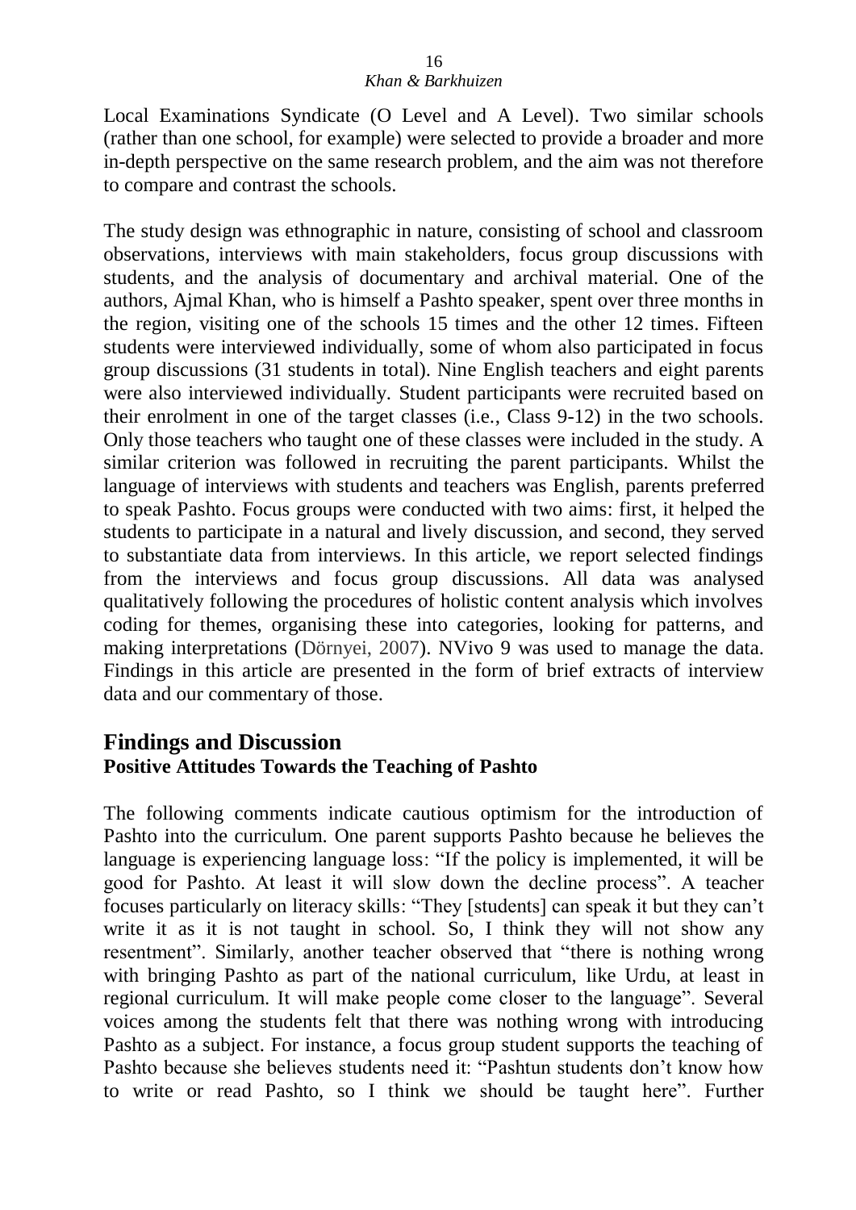Local Examinations Syndicate (O Level and A Level). Two similar schools (rather than one school, for example) were selected to provide a broader and more in-depth perspective on the same research problem, and the aim was not therefore to compare and contrast the schools.

The study design was ethnographic in nature, consisting of school and classroom observations, interviews with main stakeholders, focus group discussions with students, and the analysis of documentary and archival material. One of the authors, Ajmal Khan, who is himself a Pashto speaker, spent over three months in the region, visiting one of the schools 15 times and the other 12 times. Fifteen students were interviewed individually, some of whom also participated in focus group discussions (31 students in total). Nine English teachers and eight parents were also interviewed individually. Student participants were recruited based on their enrolment in one of the target classes (i.e., Class 9-12) in the two schools. Only those teachers who taught one of these classes were included in the study. A similar criterion was followed in recruiting the parent participants. Whilst the language of interviews with students and teachers was English, parents preferred to speak Pashto. Focus groups were conducted with two aims: first, it helped the students to participate in a natural and lively discussion, and second, they served to substantiate data from interviews. In this article, we report selected findings from the interviews and focus group discussions. All data was analysed qualitatively following the procedures of holistic content analysis which involves coding for themes, organising these into categories, looking for patterns, and making interpretations (Dörnyei, 2007). NVivo 9 was used to manage the data. Findings in this article are presented in the form of brief extracts of interview data and our commentary of those.

## Findings and Discussion

### Positive Attitudes Towards the Teaching of Pashto

The following comments indicate cautious optimism for the introduction of Pashto into the curriculum. One parent supports Pashto because he believes the language is experiencing language loss: "If the policy is implemented, it will be good for Pashto. At least it will slow down the decline process". A teacher focuses particularly on literacy skills: "They [students] can speak it but they can't write it as it is not taught in school. So, I think they will not show any resentment". Similarly, another teacher observed that "there is nothing wrong with bringing Pashto as part of the national curriculum, like Urdu, at least in regional curriculum. It will make people come closer to the language". Several voices among the students felt that there was nothing wrong with introducing Pashto as a subject. For instance, a focus group student supports the teaching of Pashto because she believes students need it: "Pashtun students don't know how to write or read Pashto, so I think we should be taught here". Further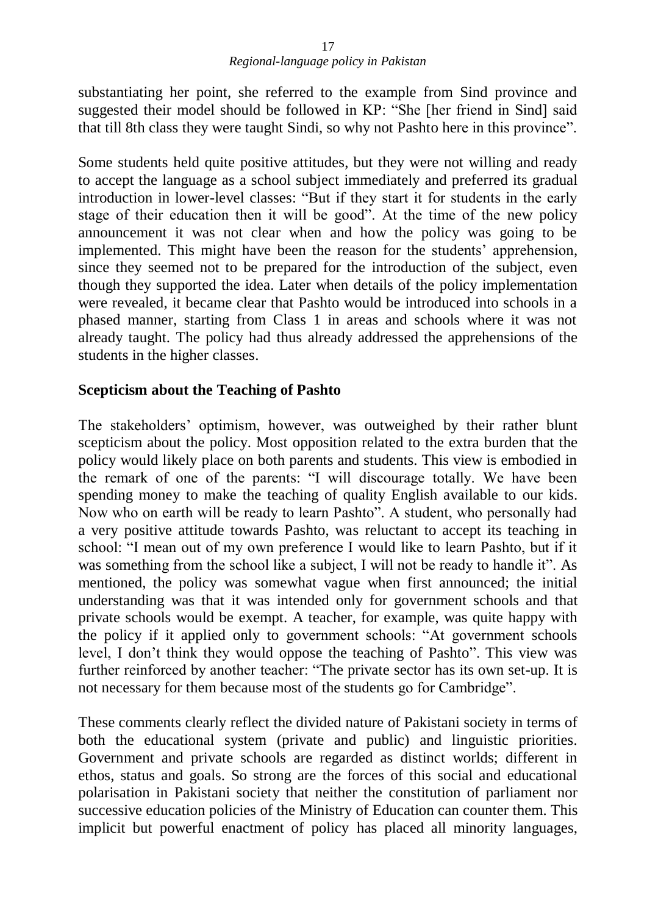substantiating her point, she referred to the example from Sind province and suggested their model should be followed in KP: "She [her friend in Sind] said that till 8th class they were taught Sindi, so why not Pashto here in this province".

Some students held quite positive attitudes, but they were not willing and ready to accept the language as a school subject immediately and preferred its gradual introduction in lower-level classes: "But if they start it for students in the early stage of their education then it will be good". At the time of the new policy announcement it was not clear when and how the policy was going to be implemented. This might have been the reason for the students' apprehension, since they seemed not to be prepared for the introduction of the subject, even though they supported the idea. Later when details of the policy implementation were revealed, it became clear that Pashto would be introduced into schools in a phased manner, starting from Class 1 in areas and schools where it was not already taught. The policy had thus already addressed the apprehensions of the students in the higher classes.

## Scepticism about the Teaching of Pashto

The stakeholders' optimism, however, was outweighed by their rather blunt scepticism about the policy. Most opposition related to the extra burden that the policy would likely place on both parents and students. This view is embodied in the remark of one of the parents: "I will discourage totally. We have been spending money to make the teaching of quality English available to our kids. Now who on earth will be ready to learn Pashto". A student, who personally had a very positive attitude towards Pashto, was reluctant to accept its teaching in school: "I mean out of my own preference I would like to learn Pashto, but if it was something from the school like a subject, I will not be ready to handle it". As mentioned, the policy was somewhat vague when first announced; the initial understanding was that it was intended only for government schools and that private schools would be exempt. A teacher, for example, was quite happy with the policy if it applied only to government schools: "At government schools level, I don't think they would oppose the teaching of Pashto". This view was further reinforced by another teacher: "The private sector has its own set-up. It is not necessary for them because most of the students go for Cambridge".

These comments clearly reflect the divided nature of Pakistani society in terms of both the educational system (private and public) and linguistic priorities. Government and private schools are regarded as distinct worlds; different in ethos, status and goals. So strong are the forces of this social and educational polarisation in Pakistani society that neither the constitution of parliament nor successive education policies of the Ministry of Education can counter them. This implicit but powerful enactment of policy has placed all minority languages,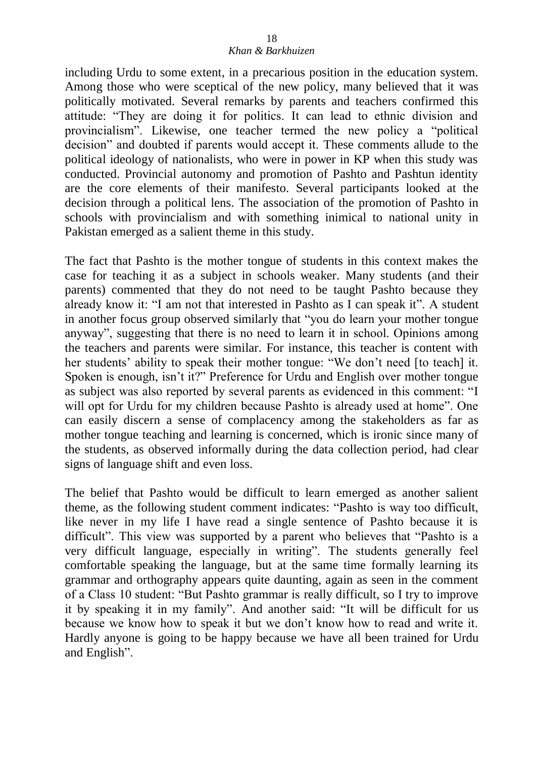including Urdu to some extent, in a precarious position in the education system. Among those who were sceptical of the new policy, many believed that it was politically motivated. Several remarks by parents and teachers confirmed this attitude: "They are doing it for politics. It can lead to ethnic division and provincialism". Likewise, one teacher termed the new policy a "political decision" and doubted if parents would accept it. These comments allude to the political ideology of nationalists, who were in power in KP when this study was conducted. Provincial autonomy and promotion of Pashto and Pashtun identity are the core elements of their manifesto. Several participants looked at the decision through a political lens. The association of the promotion of Pashto in schools with provincialism and with something inimical to national unity in Pakistan emerged as a salient theme in this study.

The fact that Pashto is the mother tongue of students in this context makes the case for teaching it as a subject in schools weaker. Many students (and their parents) commented that they do not need to be taught Pashto because they already know it: "I am not that interested in Pashto as I can speak it". A student in another focus group observed similarly that "you do learn your mother tongue anyway", suggesting that there is no need to learn it in school. Opinions among the teachers and parents were similar. For instance, this teacher is content with her students' ability to speak their mother tongue: "We don't need [to teach] it. Spoken is enough, isn't it?" Preference for Urdu and English over mother tongue as subject was also reported by several parents as evidenced in this comment: "I will opt for Urdu for my children because Pashto is already used at home". One can easily discern a sense of complacency among the stakeholders as far as mother tongue teaching and learning is concerned, which is ironic since many of the students, as observed informally during the data collection period, had clear signs of language shift and even loss.

The belief that Pashto would be difficult to learn emerged as another salient theme, as the following student comment indicates: "Pashto is way too difficult, like never in my life I have read a single sentence of Pashto because it is difficult". This view was supported by a parent who believes that "Pashto is a very difficult language, especially in writing". The students generally feel comfortable speaking the language, but at the same time formally learning its grammar and orthography appears quite daunting, again as seen in the comment of a Class 10 student: "But Pashto grammar is really difficult, so I try to improve it by speaking it in my family". And another said: "It will be difficult for us because we know how to speak it but we don't know how to read and write it. Hardly anyone is going to be happy because we have all been trained for Urdu and English".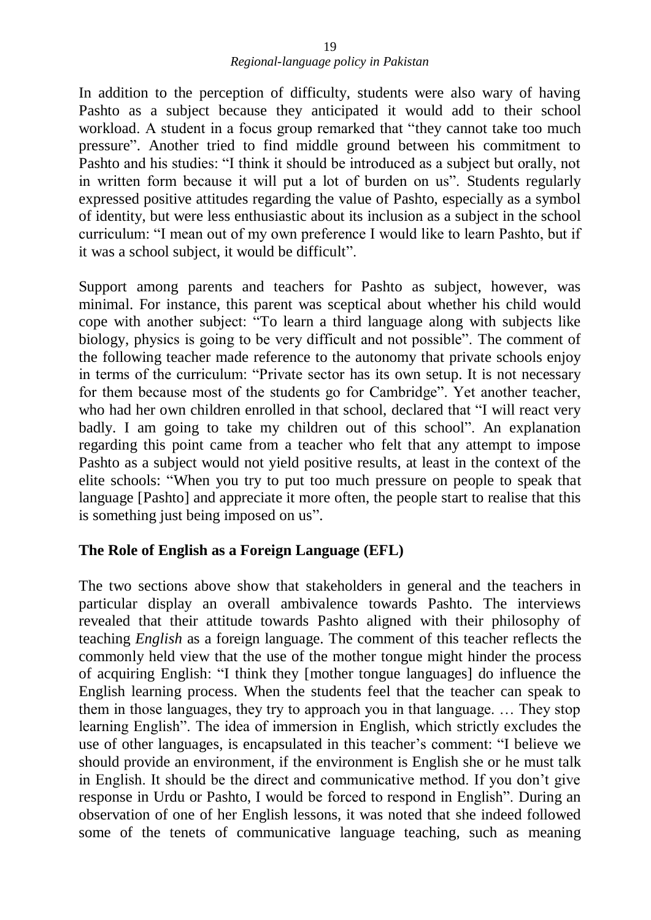In addition to the perception of difficulty, students were also wary of having Pashto as a subject because they anticipated it would add to their school workload. A student in a focus group remarked that "they cannot take too much pressure". Another tried to find middle ground between his commitment to Pashto and his studies: "I think it should be introduced as a subject but orally, not in written form because it will put a lot of burden on us". Students regularly expressed positive attitudes regarding the value of Pashto, especially as a symbol of identity, but were less enthusiastic about its inclusion as a subject in the school curriculum: "I mean out of my own preference I would like to learn Pashto, but if it was a school subject, it would be difficult".

Support among parents and teachers for Pashto as subject, however, was minimal. For instance, this parent was sceptical about whether his child would cope with another subject: "To learn a third language along with subjects like biology, physics is going to be very difficult and not possible". The comment of the following teacher made reference to the autonomy that private schools enjoy in terms of the curriculum: "Private sector has its own setup. It is not necessary for them because most of the students go for Cambridge". Yet another teacher, who had her own children enrolled in that school, declared that "I will react very badly. I am going to take my children out of this school". An explanation regarding this point came from a teacher who felt that any attempt to impose Pashto as a subject would not yield positive results, at least in the context of the elite schools: "When you try to put too much pressure on people to speak that language [Pashto] and appreciate it more often, the people start to realise that this is something just being imposed on us".

## The Role of English as a Foreign Language (EFL)

The two sections above show that stakeholders in general and the teachers in particular display an overall ambivalence towards Pashto. The interviews revealed that their attitude towards Pashto aligned with their philosophy of teaching *English* as a foreign language. The comment of this teacher reflects the commonly held view that the use of the mother tongue might hinder the process of acquiring English: "I think they [mother tongue languages] do influence the English learning process. When the students feel that the teacher can speak to them in those languages, they try to approach you in that language. … They stop learning English". The idea of immersion in English, which strictly excludes the use of other languages, is encapsulated in this teacher's comment: "I believe we should provide an environment, if the environment is English she or he must talk in English. It should be the direct and communicative method. If you don't give response in Urdu or Pashto, I would be forced to respond in English". During an observation of one of her English lessons, it was noted that she indeed followed some of the tenets of communicative language teaching, such as meaning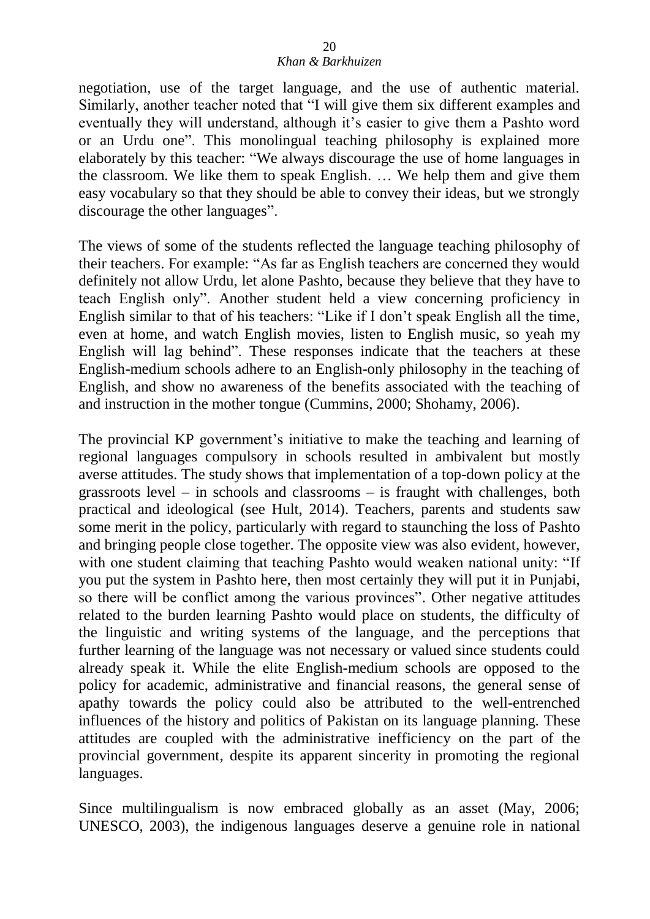negotiation, use of the target language, and the use of authentic material. Similarly, another teacher noted that "I will give them six different examples and eventually they will understand, although it's easier to give them a Pashto word or an Urdu one". This monolingual teaching philosophy is explained more elaborately by this teacher: "We always discourage the use of home languages in the classroom. We like them to speak English. … We help them and give them easy vocabulary so that they should be able to convey their ideas, but we strongly discourage the other languages".

The views of some of the students reflected the language teaching philosophy of their teachers. For example: "As far as English teachers are concerned they would definitely not allow Urdu, let alone Pashto, because they believe that they have to teach English only". Another student held a view concerning proficiency in English similar to that of his teachers: "Like if I don't speak English all the time, even at home, and watch English movies, listen to English music, so yeah my English will lag behind". These responses indicate that the teachers at these English-medium schools adhere to an English-only philosophy in the teaching of English, and show no awareness of the benefits associated with the teaching of and instruction in the mother tongue (Cummins, 2000; Shohamy, 2006).

The provincial KP government's initiative to make the teaching and learning of regional languages compulsory in schools resulted in ambivalent but mostly averse attitudes. The study shows that implementation of a top-down policy at the grassroots level – in schools and classrooms – is fraught with challenges, both practical and ideological (see Hult, 2014). Teachers, parents and students saw some merit in the policy, particularly with regard to staunching the loss of Pashto and bringing people close together. The opposite view was also evident, however, with one student claiming that teaching Pashto would weaken national unity: "If you put the system in Pashto here, then most certainly they will put it in Punjabi, so there will be conflict among the various provinces". Other negative attitudes related to the burden learning Pashto would place on students, the difficulty of the linguistic and writing systems of the language, and the perceptions that further learning of the language was not necessary or valued since students could already speak it. While the elite English-medium schools are opposed to the policy for academic, administrative and financial reasons, the general sense of apathy towards the policy could also be attributed to the well-entrenched influences of the history and politics of Pakistan on its language planning. These attitudes are coupled with the administrative inefficiency on the part of the provincial government, despite its apparent sincerity in promoting the regional languages.

Since multilingualism is now embraced globally as an asset (May, 2006; UNESCO, 2003), the indigenous languages deserve a genuine role in national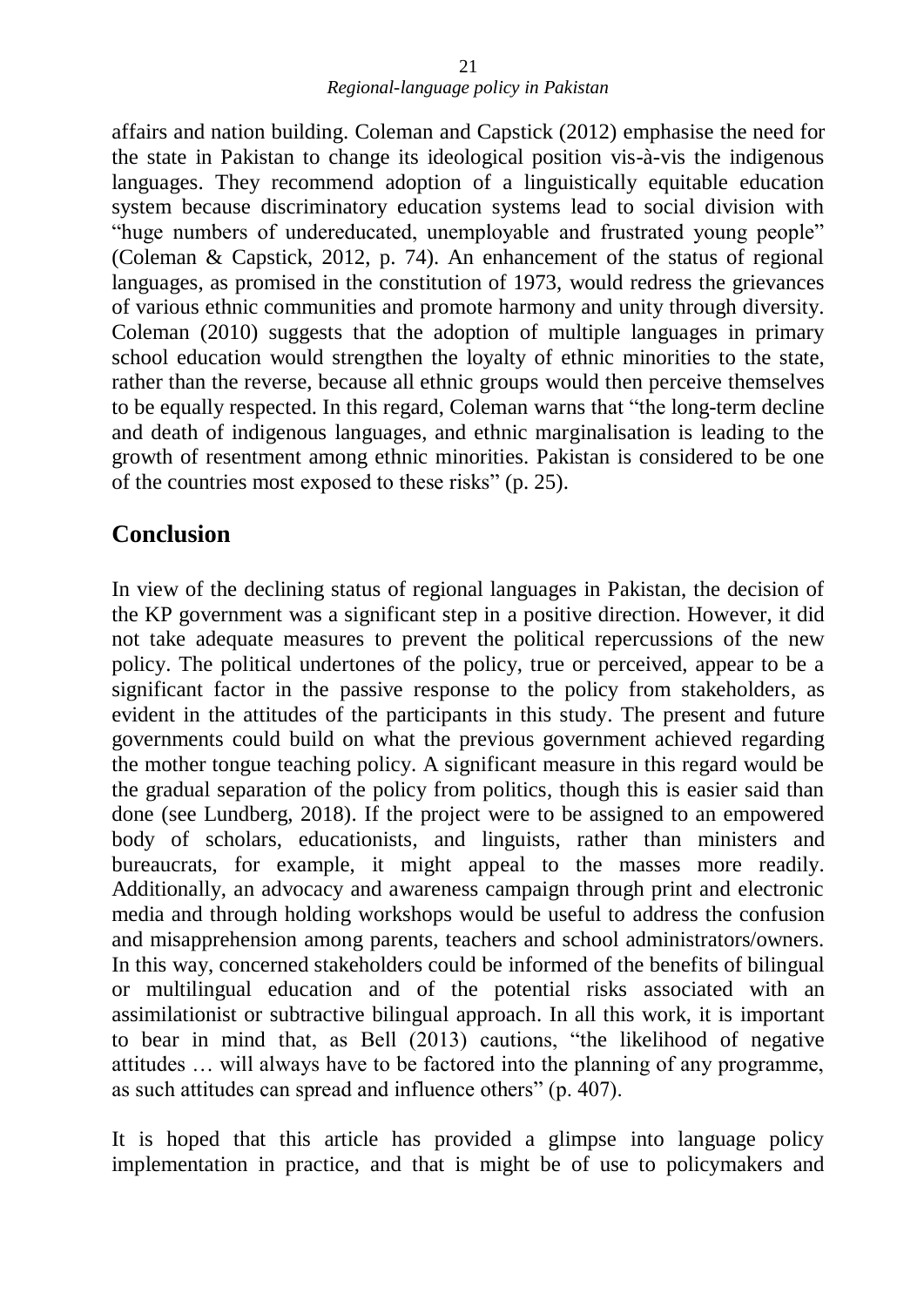affairs and nation building. Coleman and Capstick (2012) emphasise the need for the state in Pakistan to change its ideological position vis-à-vis the indigenous languages. They recommend adoption of a linguistically equitable education system because discriminatory education systems lead to social division with "huge numbers of undereducated, unemployable and frustrated young people" (Coleman & Capstick, 2012, p. 74). An enhancement of the status of regional languages, as promised in the constitution of 1973, would redress the grievances of various ethnic communities and promote harmony and unity through diversity. Coleman (2010) suggests that the adoption of multiple languages in primary school education would strengthen the loyalty of ethnic minorities to the state, rather than the reverse, because all ethnic groups would then perceive themselves to be equally respected. In this regard, Coleman warns that "the long-term decline and death of indigenous languages, and ethnic marginalisation is leading to the growth of resentment among ethnic minorities. Pakistan is considered to be one of the countries most exposed to these risks" (p. 25).

## Conclusion

In view of the declining status of regional languages in Pakistan, the decision of the KP government was a significant step in a positive direction. However, it did not take adequate measures to prevent the political repercussions of the new policy. The political undertones of the policy, true or perceived, appear to be a significant factor in the passive response to the policy from stakeholders, as evident in the attitudes of the participants in this study. The present and future governments could build on what the previous government achieved regarding the mother tongue teaching policy. A significant measure in this regard would be the gradual separation of the policy from politics, though this is easier said than done (see Lundberg, 2018). If the project were to be assigned to an empowered body of scholars, educationists, and linguists, rather than ministers and bureaucrats, for example, it might appeal to the masses more readily. Additionally, an advocacy and awareness campaign through print and electronic media and through holding workshops would be useful to address the confusion and misapprehension among parents, teachers and school administrators/owners. In this way, concerned stakeholders could be informed of the benefits of bilingual or multilingual education and of the potential risks associated with an assimilationist or subtractive bilingual approach. In all this work, it is important to bear in mind that, as Bell (2013) cautions, "the likelihood of negative attitudes … will always have to be factored into the planning of any programme, as such attitudes can spread and influence others" (p. 407).

It is hoped that this article has provided a glimpse into language policy implementation in practice, and that is might be of use to policymakers and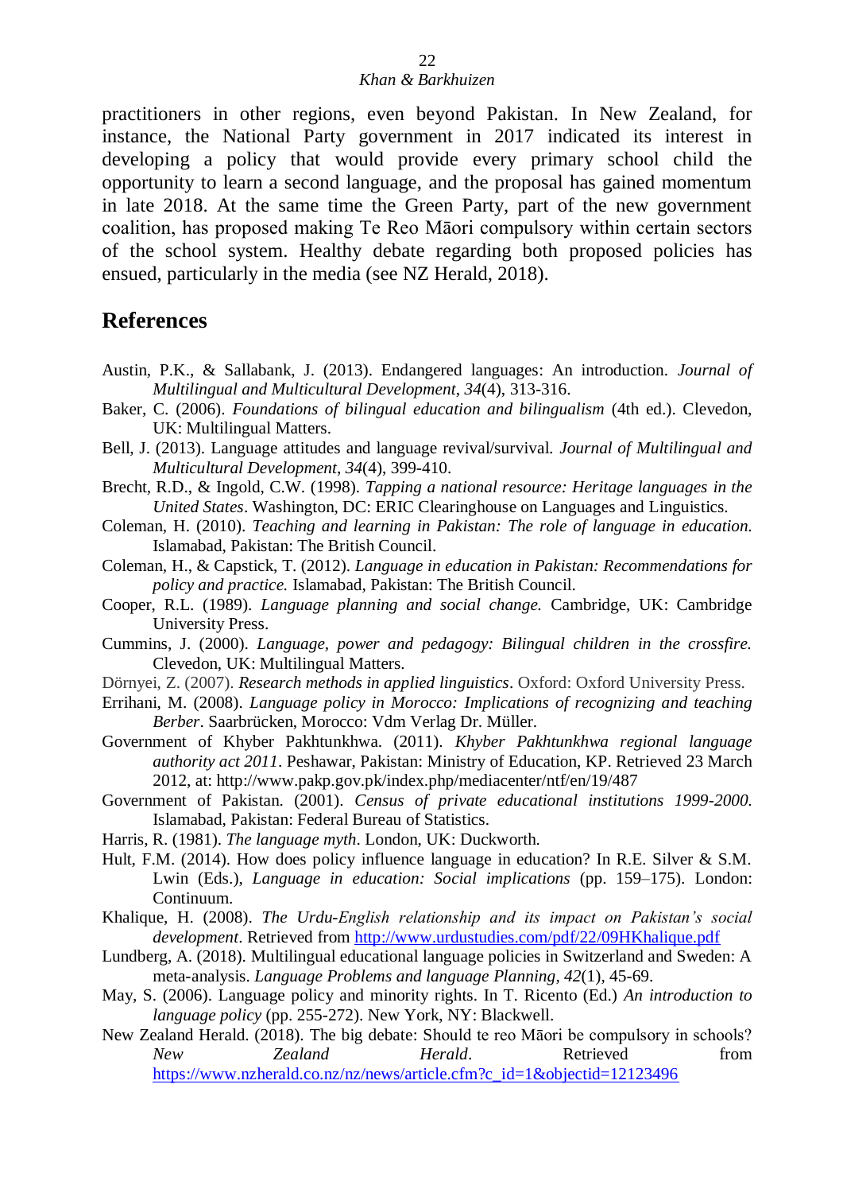practitioners in other regions, even beyond Pakistan. In New Zealand, for instance, the National Party government in 2017 indicated its interest in developing a policy that would provide every primary school child the opportunity to learn a second language, and the proposal has gained momentum in late 2018. At the same time the Green Party, part of the new government coalition, has proposed making Te Reo Māori compulsory within certain sectors of the school system. Healthy debate regarding both proposed policies has ensued, particularly in the media (see NZ Herald, 2018).

## References

Austin, P.K., & Sallabank, J. (2013). Endangered languages: An introduction. *Journal of Multilingual and Multicultural Development*, *34*(4), 313-316.

Baker, C. (2006). *Foundations of bilingual education and bilingualism* (4th ed.). Clevedon, UK: Multilingual Matters.

Bell, J. (2013). Language attitudes and language revival/survival. *Journal of Multilingual and Multicultural Development*, *34*(4), 399-410.

Brecht, R.D., & Ingold, C.W. (1998). *Tapping a national resource: Heritage languages in the United States*. Washington, DC: ERIC Clearinghouse on Languages and Linguistics.

Coleman, H. (2010). *Teaching and learning in Pakistan: The role of language in education.* Islamabad, Pakistan: The British Council.

Coleman, H., & Capstick, T. (2012). *Language in education in Pakistan: Recommendations for policy and practice.* Islamabad, Pakistan: The British Council.

Cooper, R.L. (1989). *Language planning and social change.* Cambridge, UK: Cambridge University Press.

Cummins, J. (2000). *Language, power and pedagogy: Bilingual children in the crossfire.* Clevedon, UK: Multilingual Matters.

Dörnyei, Z. (2007). *Research methods in applied linguistics*. Oxford: Oxford University Press.

Errihani, M. (2008). *Language policy in Morocco: Implications of recognizing and teaching Berber*. Saarbrücken, Morocco: Vdm Verlag Dr. Müller.

Government of Khyber Pakhtunkhwa. (2011). *Khyber Pakhtunkhwa regional language authority act 2011*. Peshawar, Pakistan: Ministry of Education, KP. Retrieved 23 March 2012, at: http://www.pakp.gov.pk/index.php/mediacenter/ntf/en/19/487

Government of Pakistan. (2001). *Census of private educational institutions 1999-2000.* Islamabad, Pakistan: Federal Bureau of Statistics.

Harris, R. (1981). *The language myth*. London, UK: Duckworth.

Hult, F.M. (2014). How does policy influence language in education? In R.E. Silver & S.M. Lwin (Eds.), *Language in education: Social implications* (pp. 159–175). London: Continuum.

Khalique, H. (2008). *The Urdu-English relationship and its impact on Pakistan's social development*. Retrieved from http://www.urdustudies.com/pdf/22/09HKhalique.pdf

Lundberg, A. (2018). Multilingual educational language policies in Switzerland and Sweden: A meta-analysis. *Language Problems and language Planning*, *42*(1), 45-69.

May, S. (2006). Language policy and minority rights. In T. Ricento (Ed.) *An introduction to language policy* (pp. 255-272). New York, NY: Blackwell.

New Zealand Herald. (2018). The big debate: Should te reo Māori be compulsory in schools? *New Zealand Herald*. Retrieved from https://www.nzherald.co.nz/nz/news/article.cfm?c_id=1&objectid=12123496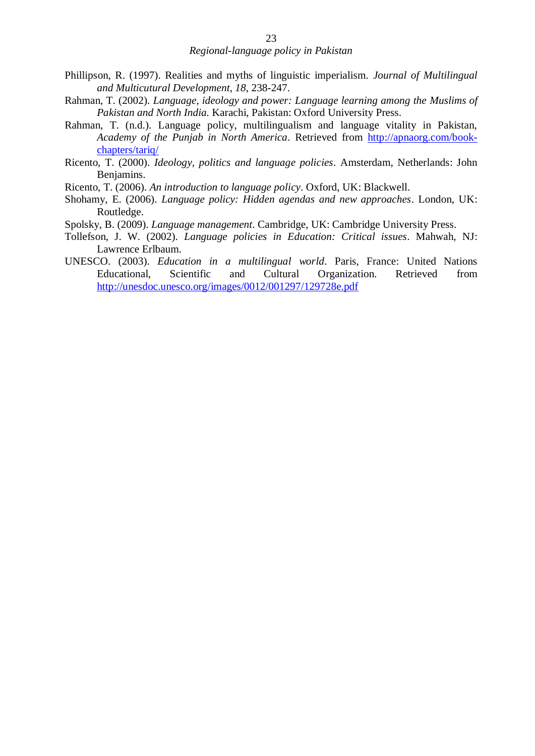Phillipson, R. (1997). Realities and myths of linguistic imperialism. *Journal of Multilingual and Multicutural Development*, *18*, 238-247.

Rahman, T. (2002). *Language, ideology and power: Language learning among the Muslims of Pakistan and North India.* Karachi, Pakistan: Oxford University Press.

Rahman, T. (n.d.). Language policy, multilingualism and language vitality in Pakistan, *Academy of the Punjab in North America*. Retrieved from http://apnaorg.com/book-chapters/tariq/

Ricento, T. (2000). *Ideology, politics and language policies*. Amsterdam, Netherlands: John Benjamins.

Ricento, T. (2006). *An introduction to language policy*. Oxford, UK: Blackwell.

Shohamy, E. (2006). *Language policy: Hidden agendas and new approaches*. London, UK: Routledge.

Spolsky, B. (2009). *Language management*. Cambridge, UK: Cambridge University Press.

Tollefson, J. W. (2002). *Language policies in Education: Critical issues*. Mahwah, NJ: Lawrence Erlbaum.

UNESCO. (2003). *Education in a multilingual world*. Paris, France: United Nations Educational, Scientific and Cultural Organization. Retrieved from http://unesdoc.unesco.org/images/0012/001297/129728e.pdf